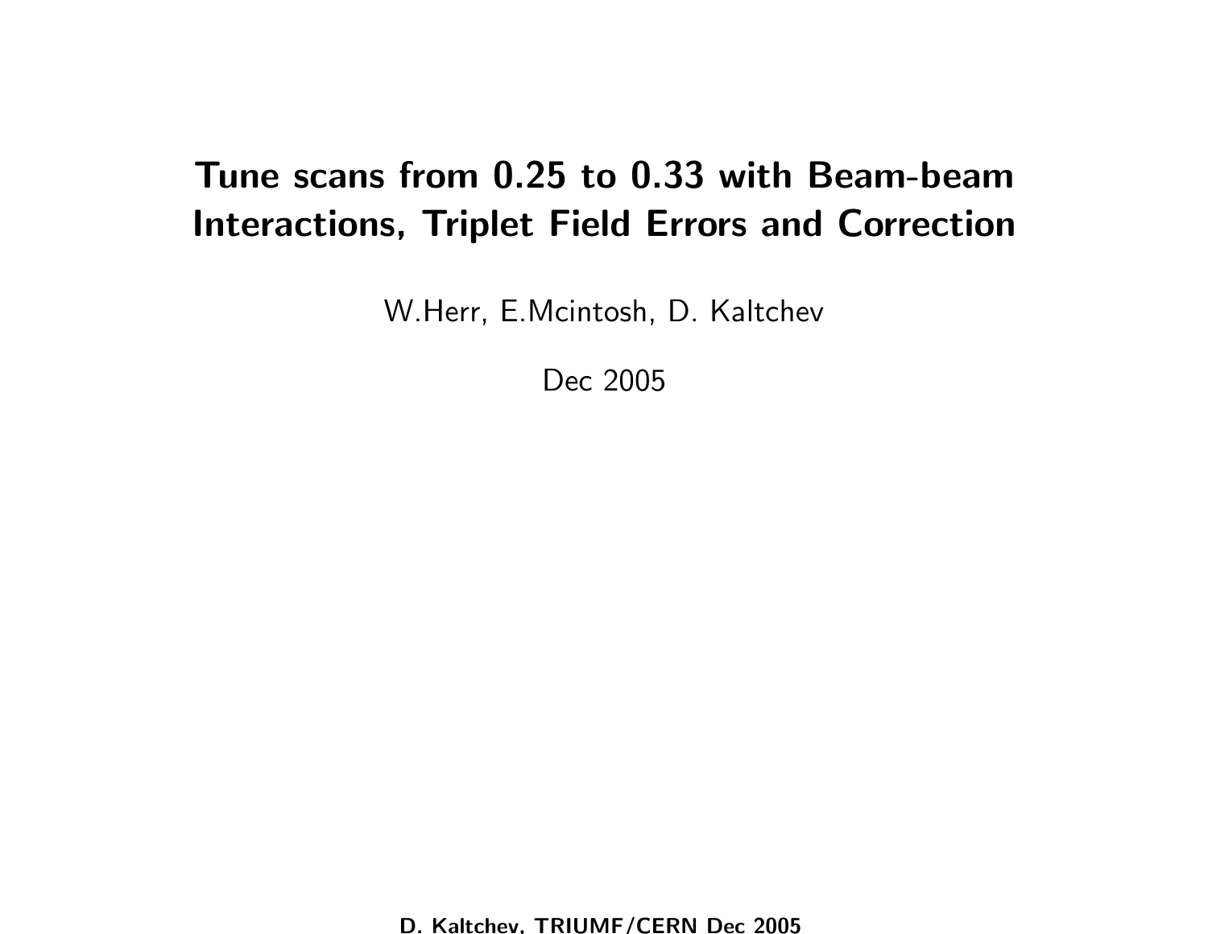# Tune scans from 0.25 to 0.33 with Beam-beam Interactions, Triplet Field Errors and Correction

W.Herr, E.Mcintosh, D. Kaltchev

Dec 2005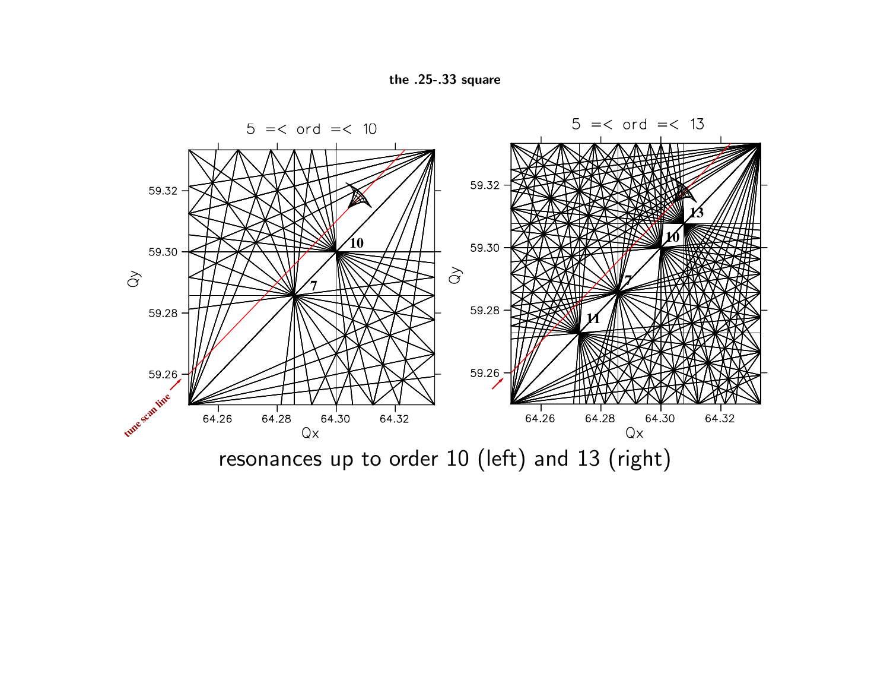**the .25-.33 square**

resonances up to order 10 (left) and 13 (right)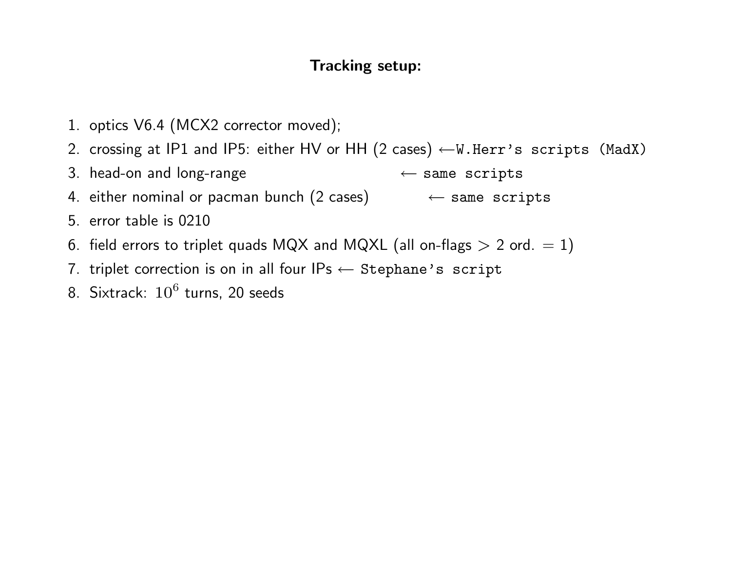## Tracking setup:

1. optics V6.4 (MCX2 corrector moved);
2. crossing at IP1 and IP5: either HV or HH (2 cases) $\longleftarrow$`W.Herr's scripts (MadX)`
3. head-on and long-range $\longleftarrow$ `same scripts`
4. either nominal or pacman bunch (2 cases) $\longleftarrow$ `same scripts`
5. error table is 0210
6. field errors to triplet quads MQX and MQXL (all on-flags $>$ 2 ord. $= 1$)
7. triplet correction is on in all four IPs $\longleftarrow$ `Stephane's script`
8. Sixtrack: $10^6$ turns, 20 seeds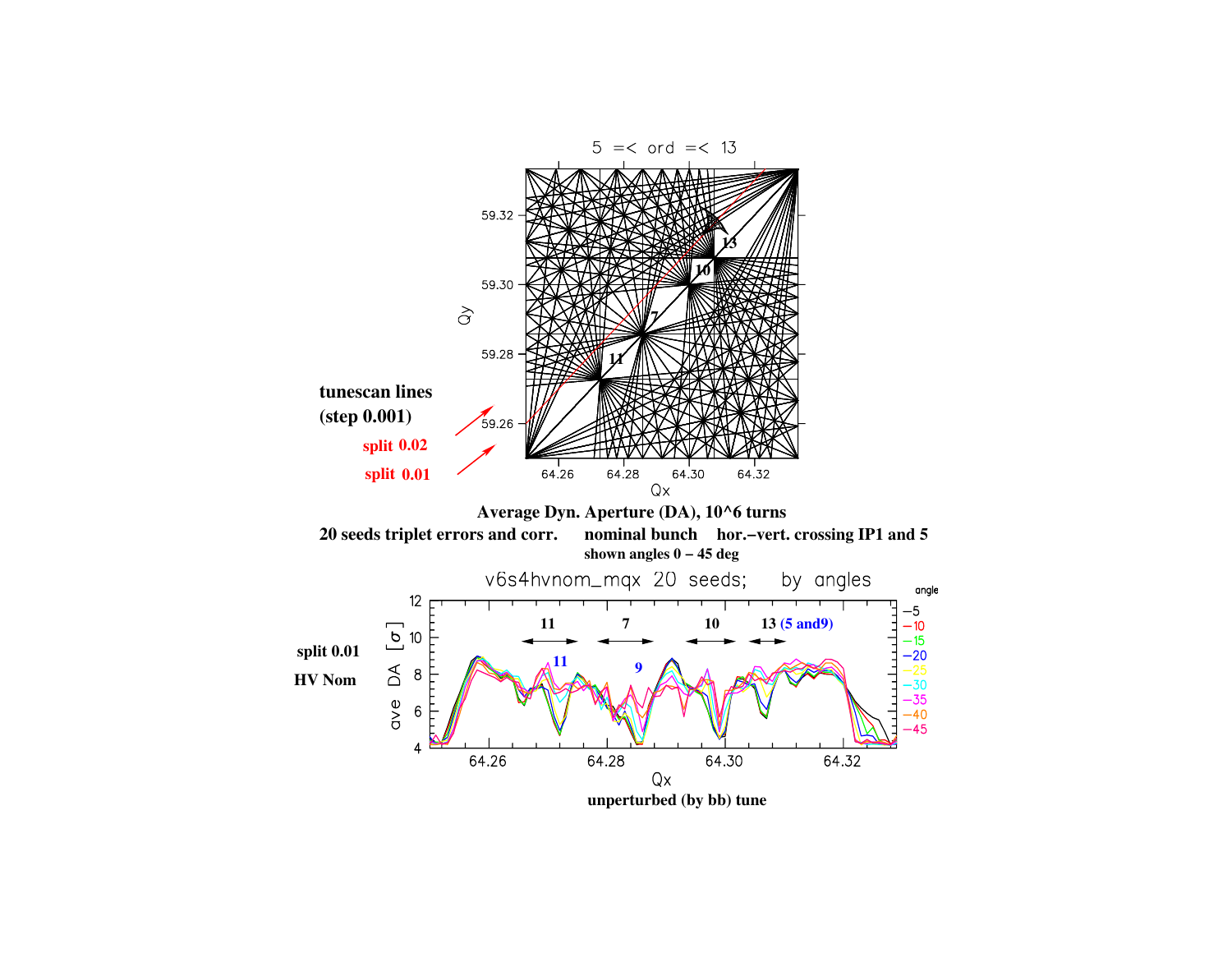5 =< ord =< 13

tunescan lines (step 0.001)

split 0.02

split 0.01

**Average Dyn. Aperture (DA), 10^6 turns**

**20 seeds triplet errors and corr.  nominal bunch  hor.–vert. crossing IP1 and 5**

**shown angles 0 – 45 deg**

v6s4hvnom_mqx 20 seeds; by angles

**split 0.01**

**HV Nom**

**unperturbed (by bb) tune**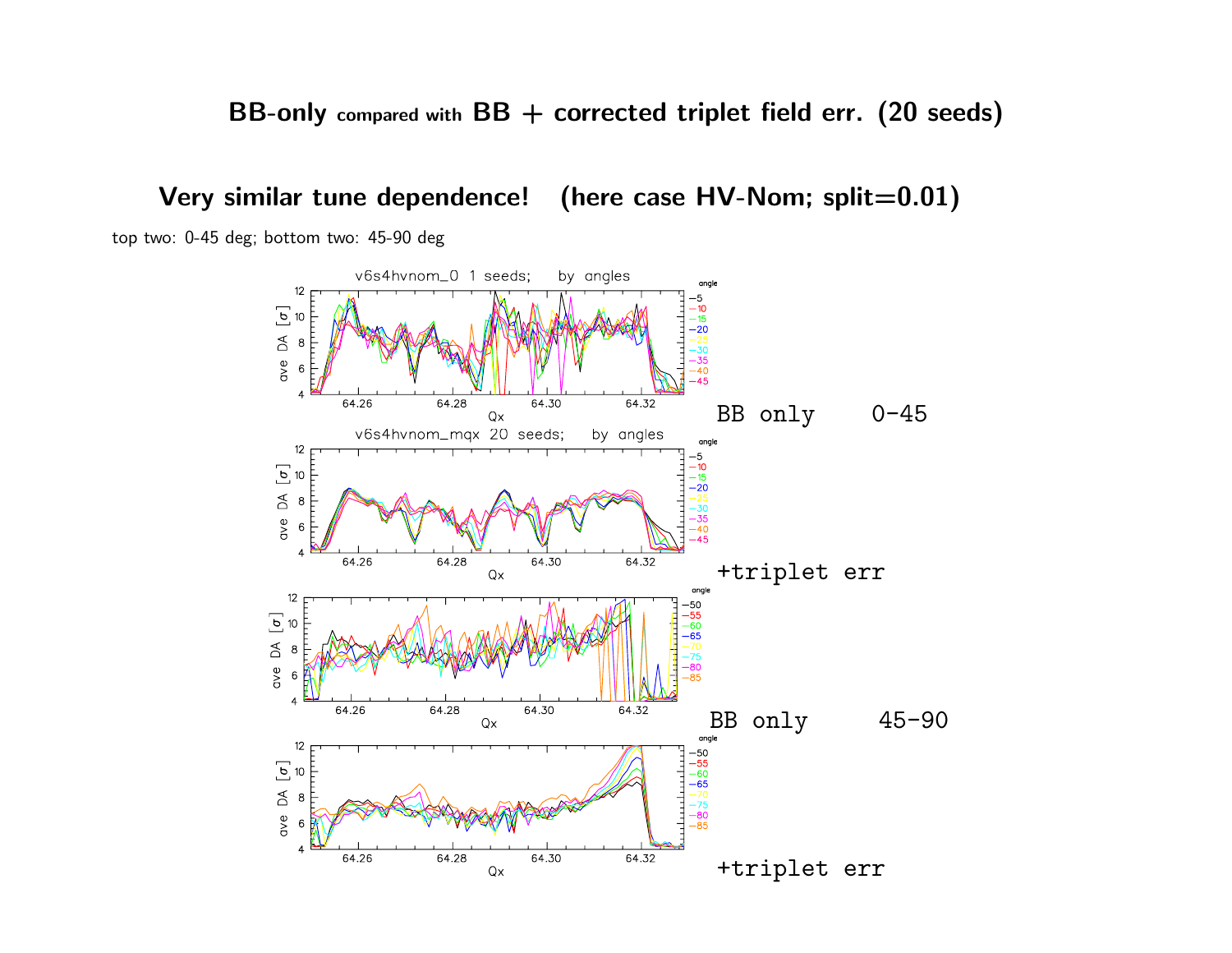# BB-only compared with BB + corrected triplet field err. (20 seeds)

## Very similar tune dependence! (here case HV-Nom; split=0.01)

top two: 0-45 deg; bottom two: 45-90 deg

BB only 0-45

+triplet err

BB only 45-90

+triplet err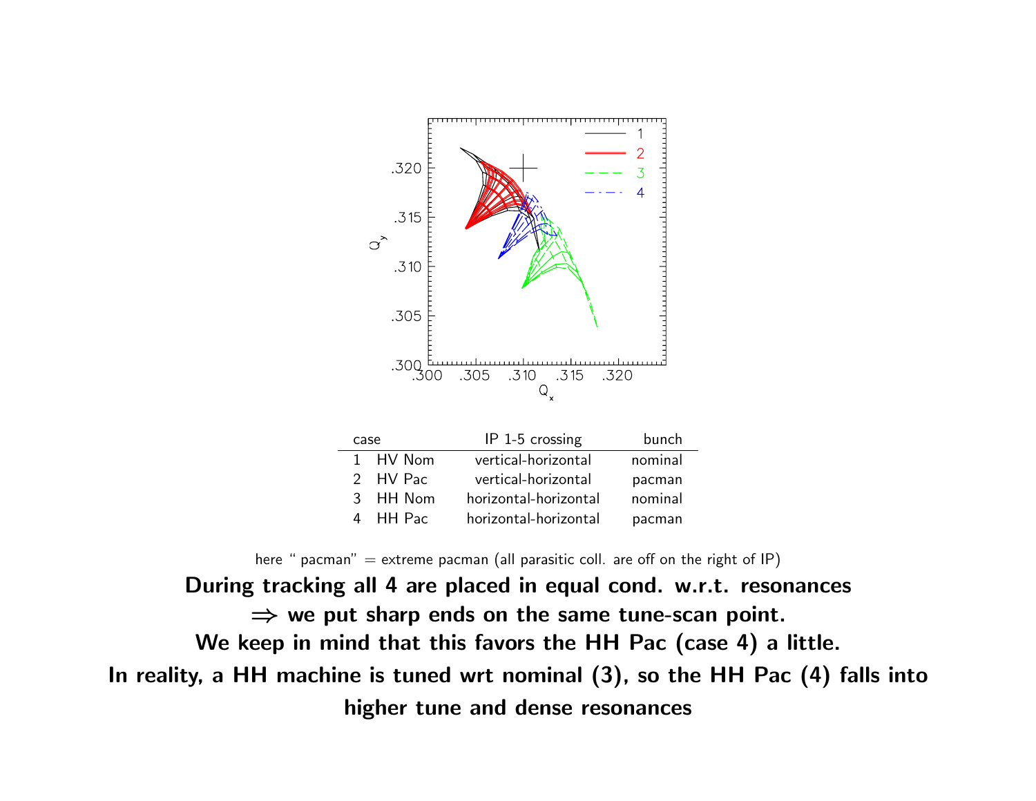| case | | IP 1-5 crossing | bunch |
|---|---|---|---|
| 1 | HV Nom | vertical-horizontal | nominal |
| 2 | HV Pac | vertical-horizontal | pacman |
| 3 | HH Nom | horizontal-horizontal | nominal |
| 4 | HH Pac | horizontal-horizontal | pacman |

here " pacman" = extreme pacman (all parasitic coll. are off on the right of IP)

**During tracking all 4 are placed in equal cond. w.r.t. resonances**

**$\Rightarrow$ we put sharp ends on the same tune-scan point.**

**We keep in mind that this favors the HH Pac (case 4) a little.**

**In reality, a HH machine is tuned wrt nominal (3), so the HH Pac (4) falls into higher tune and dense resonances**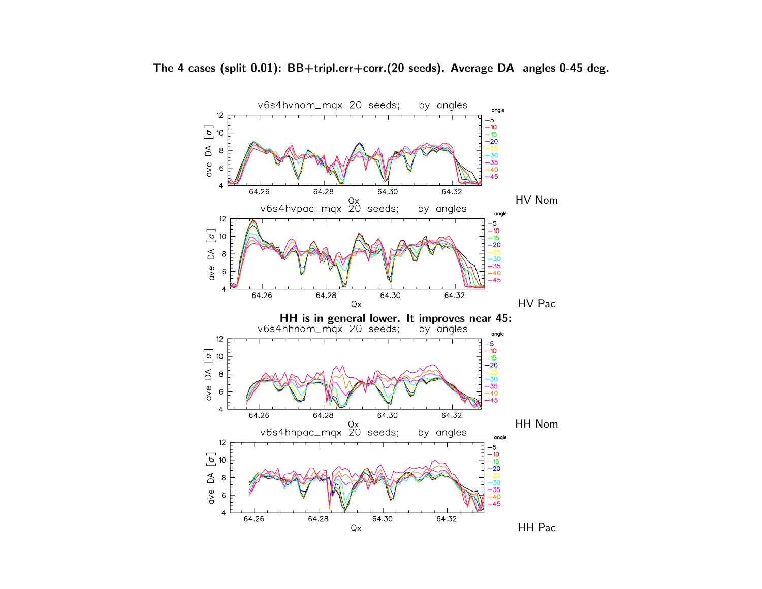**The 4 cases (split 0.01): BB+tripl.err+corr.(20 seeds). Average DA angles 0-45 deg.**

HV Nom

HV Pac

**HH is in general lower. It improves near 45:**

HH Nom

HH Pac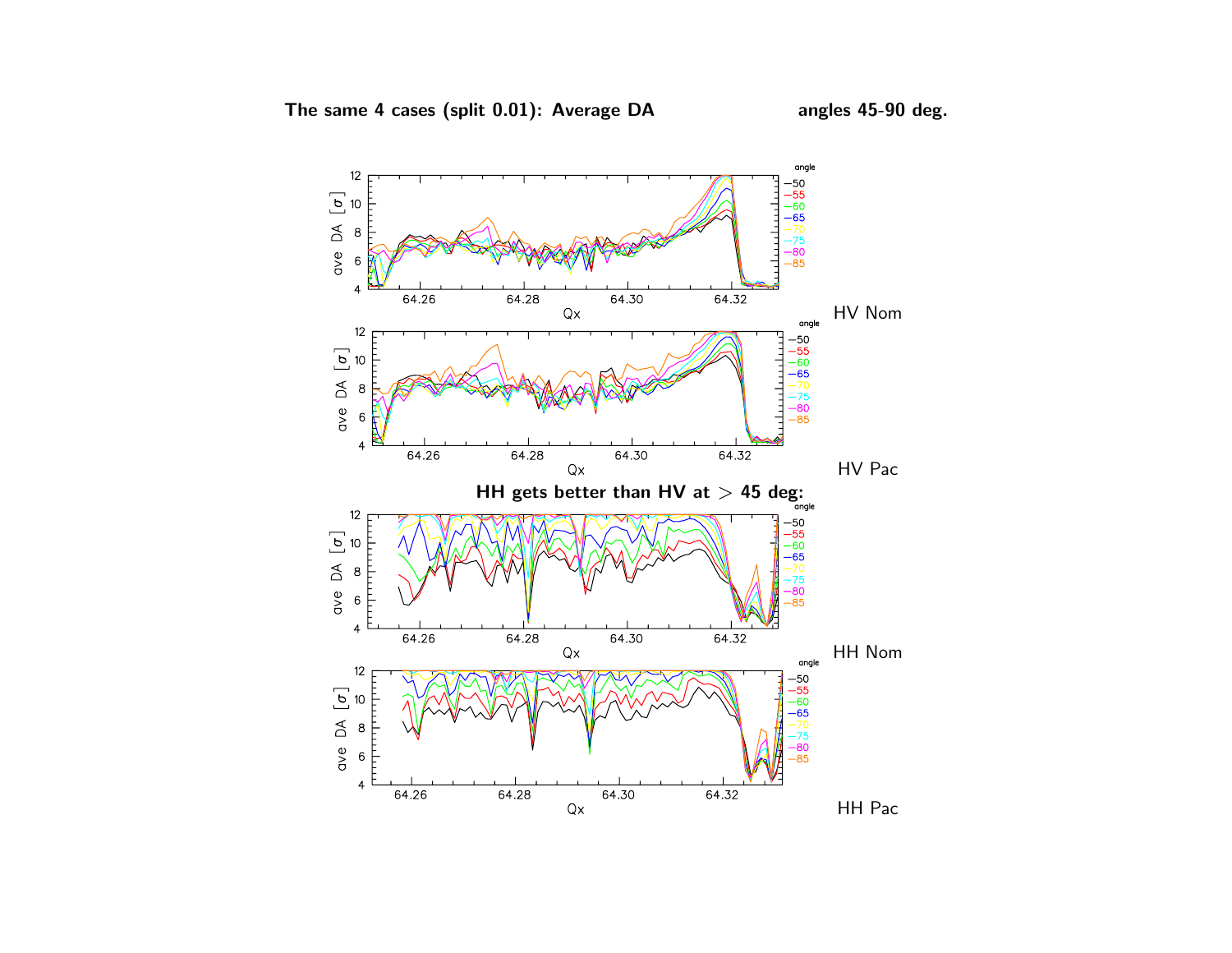**The same 4 cases (split 0.01): Average DA angles 45-90 deg.**

HV Nom

HV Pac

**HH gets better than HV at > 45 deg:**

HH Nom

HH Pac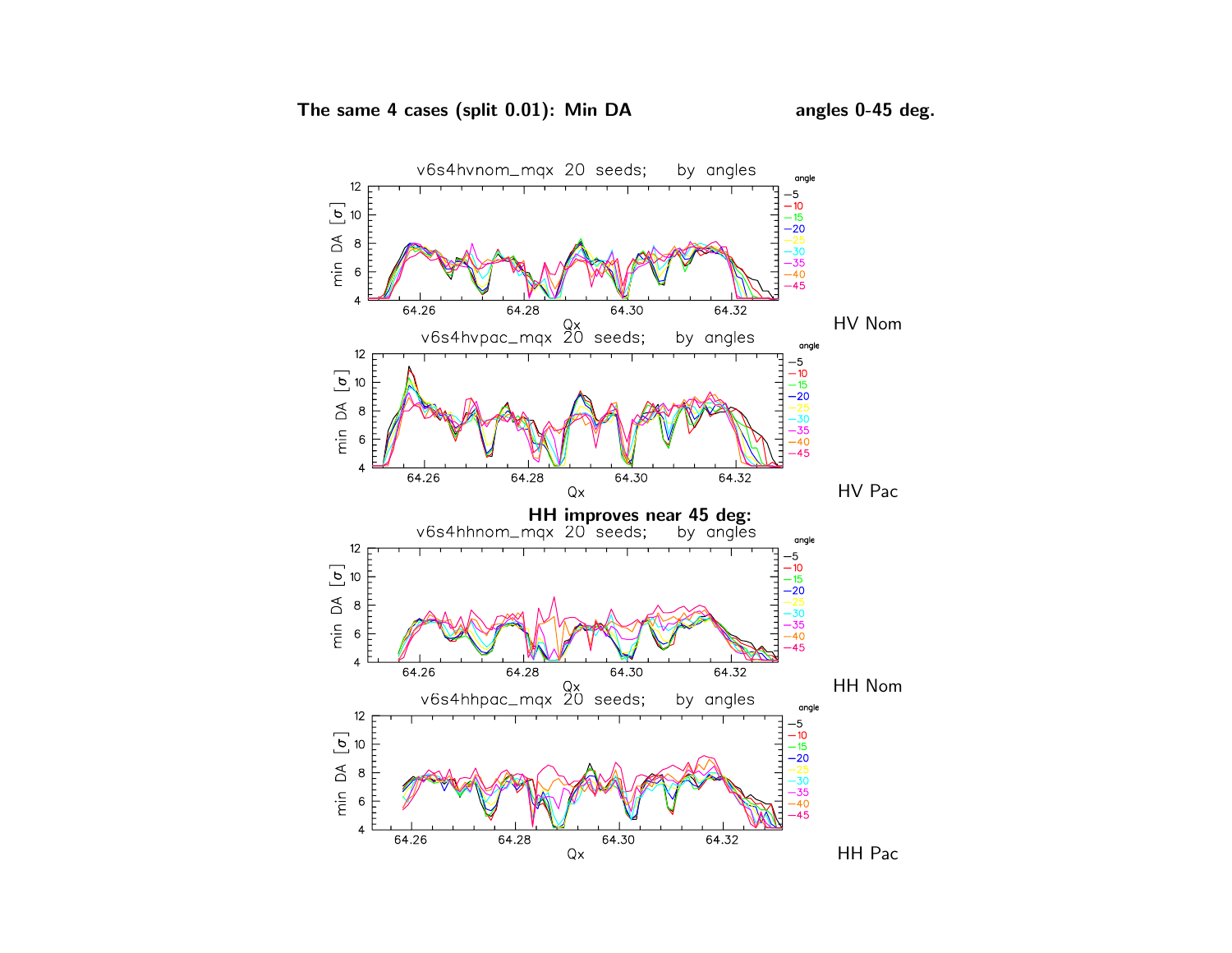**The same 4 cases (split 0.01): Min DA** **angles 0-45 deg.**

v6s4hvnom_mqx 20 seeds; by angles

HV Nom

v6s4hvpac_mqx 20 seeds; by angles

HV Pac

**HH improves near 45 deg:**

v6s4hhnom_mqx 20 seeds; by angles

HH Nom

v6s4hhpac_mqx 20 seeds; by angles

HH Pac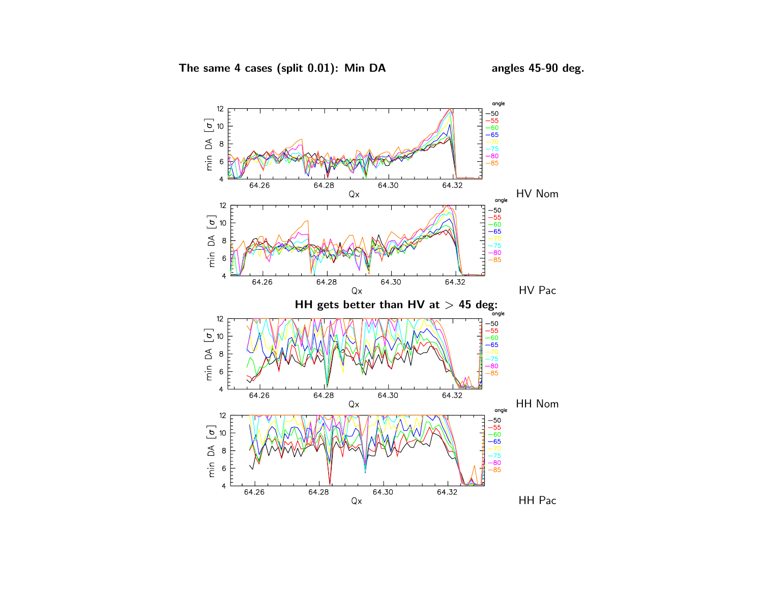**The same 4 cases (split 0.01): Min DA** **angles 45-90 deg.**

HV Nom

HV Pac

**HH gets better than HV at $>$ 45 deg:**

HH Nom

HH Pac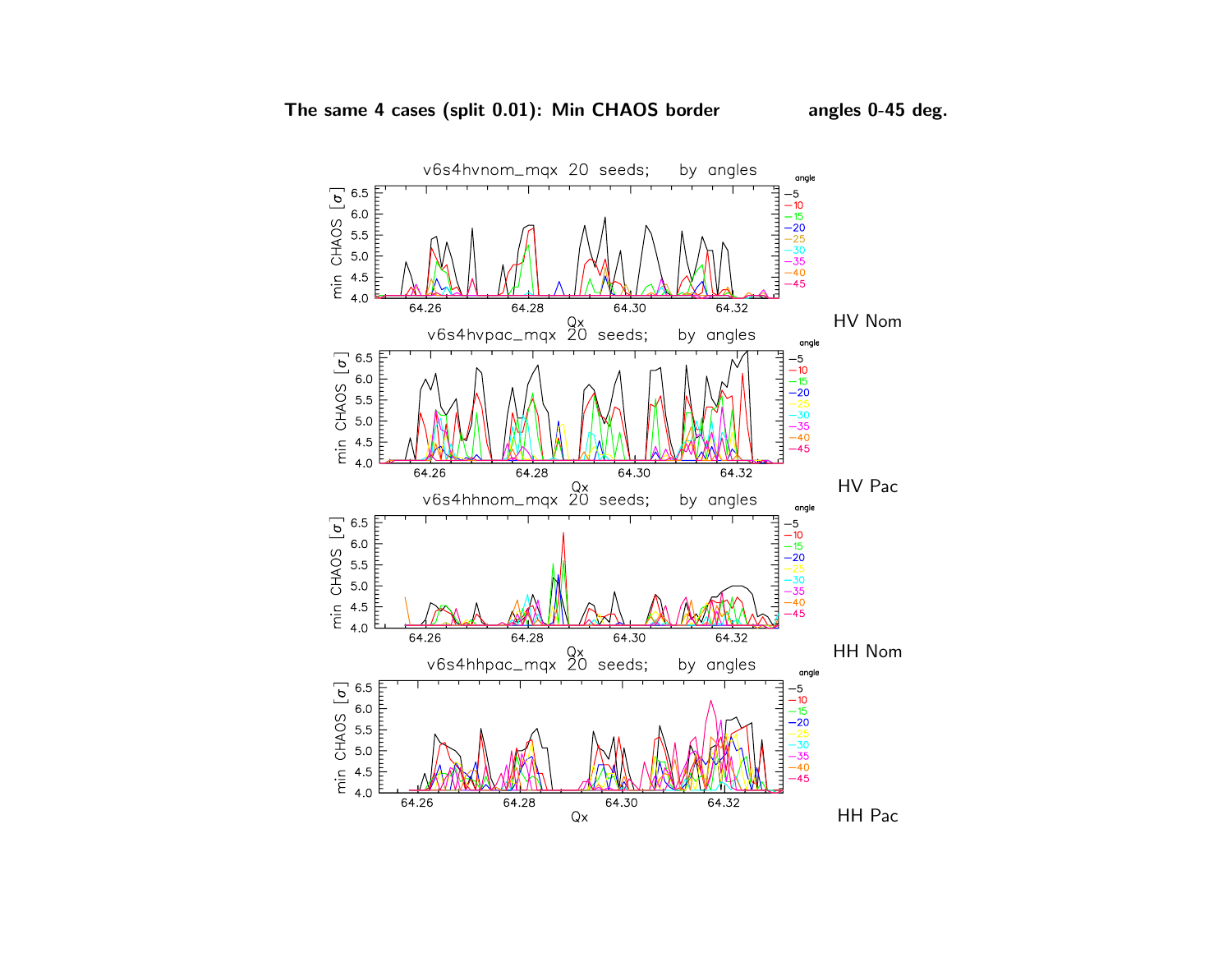**The same 4 cases (split 0.01): Min CHAOS border angles 0-45 deg.**

HV Nom

HV Pac

HH Nom

HH Pac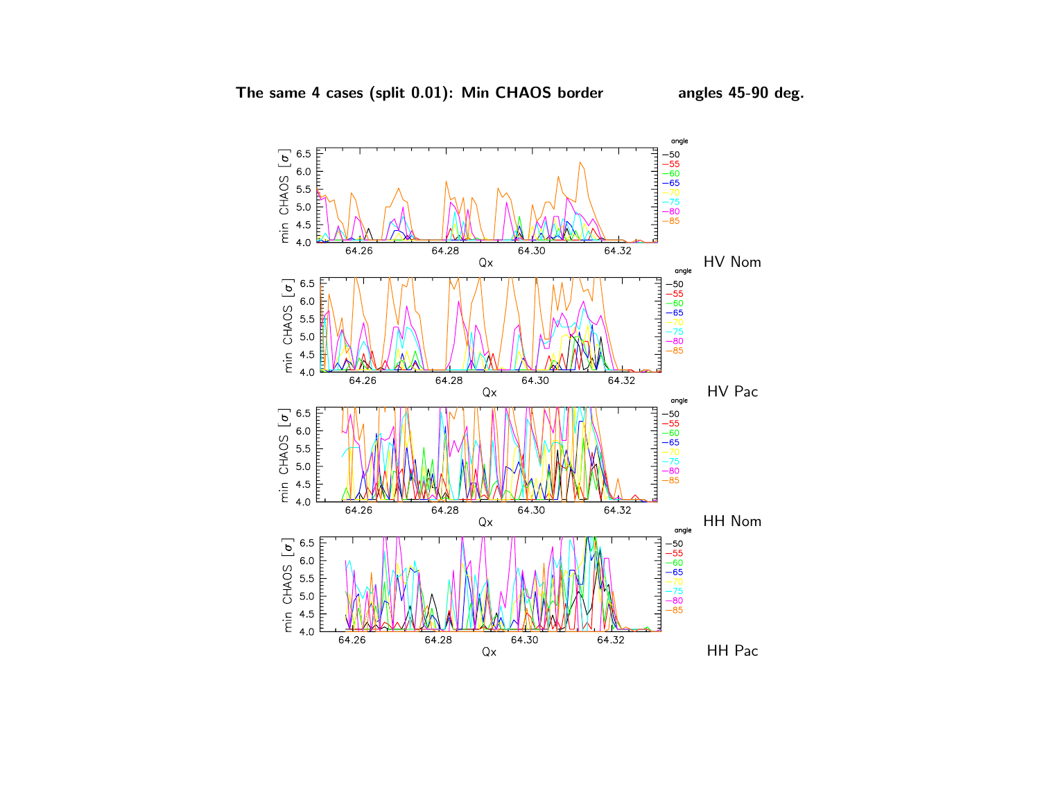**The same 4 cases (split 0.01): Min CHAOS border angles 45-90 deg.**

HV Nom

HV Pac

HH Nom

HH Pac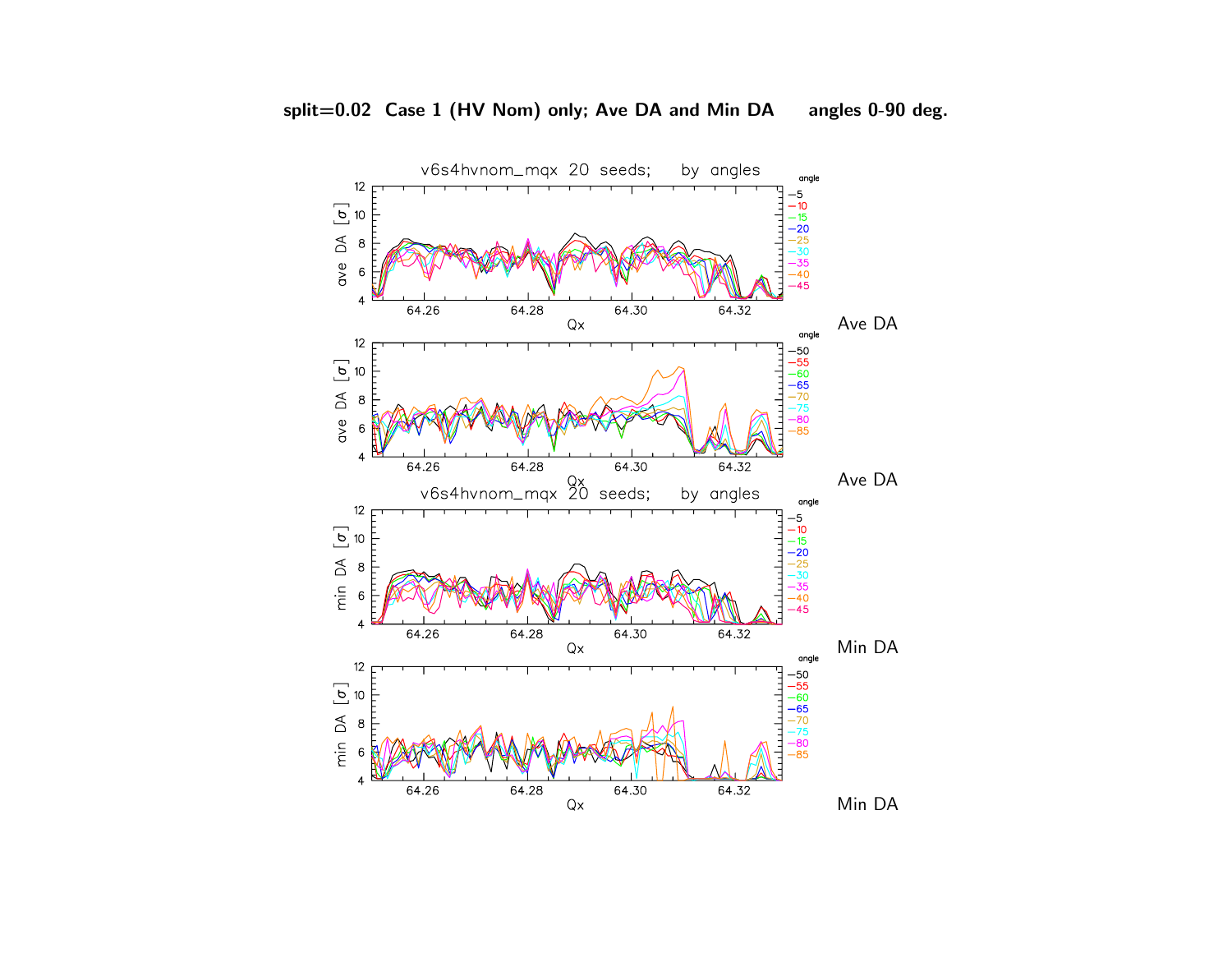**split=0.02 Case 1 (HV Nom) only; Ave DA and Min DA angles 0-90 deg.**

Ave DA

Ave DA

Min DA

Min DA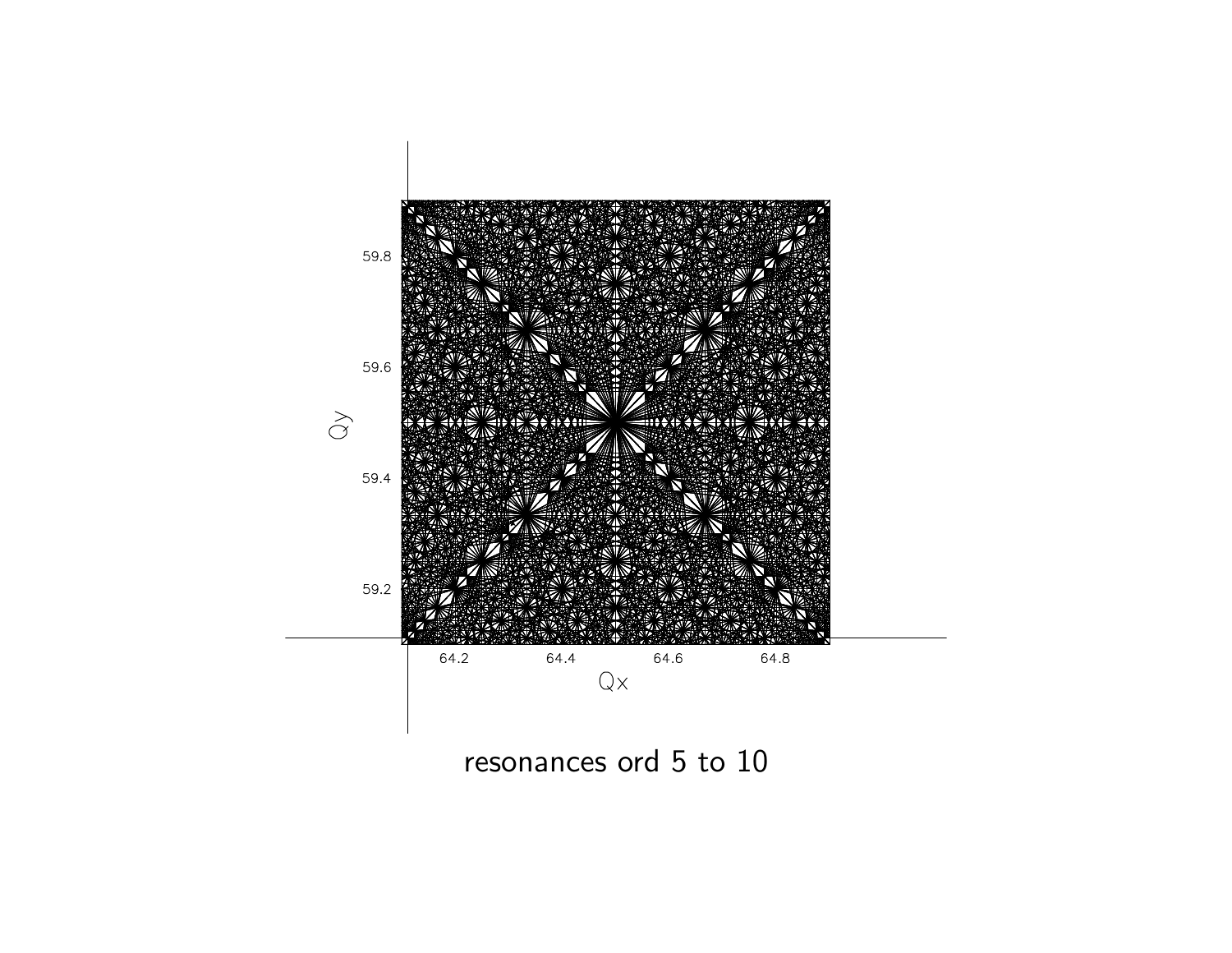resonances ord 5 to 10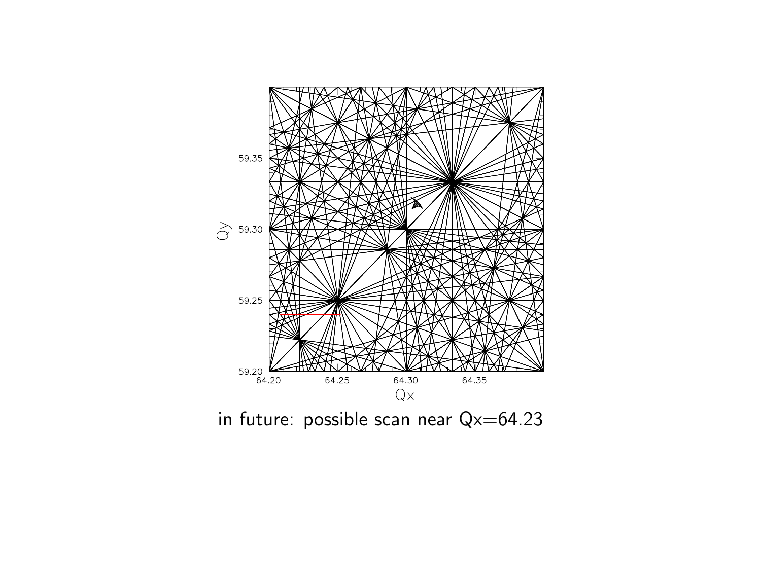in future: possible scan near Qx=64.23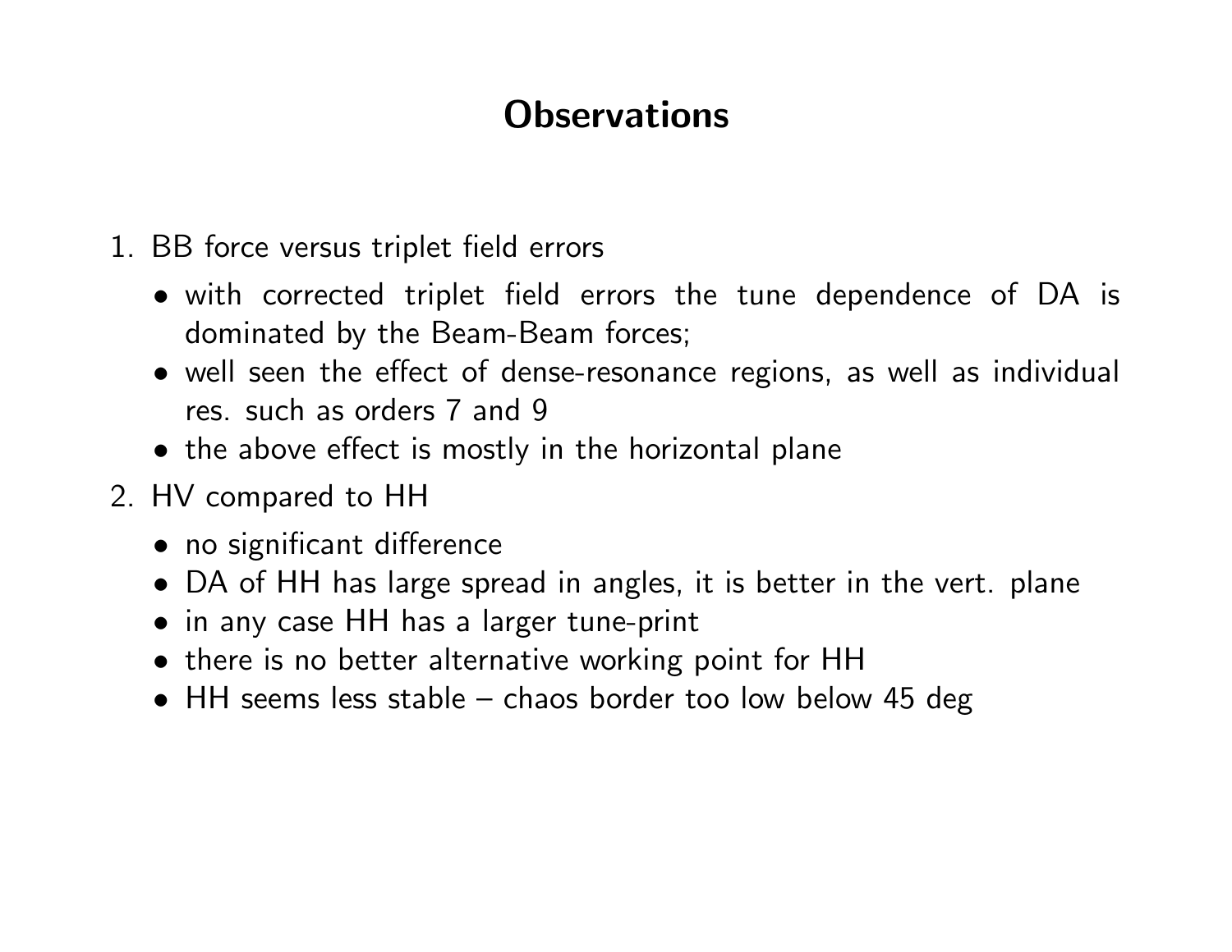# Observations

1. BB force versus triplet field errors
   - with corrected triplet field errors the tune dependence of DA is dominated by the Beam-Beam forces;
   - well seen the effect of dense-resonance regions, as well as individual res. such as orders 7 and 9
   - the above effect is mostly in the horizontal plane
2. HV compared to HH
   - no significant difference
   - DA of HH has large spread in angles, it is better in the vert. plane
   - in any case HH has a larger tune-print
   - there is no better alternative working point for HH
   - HH seems less stable – chaos border too low below 45 deg